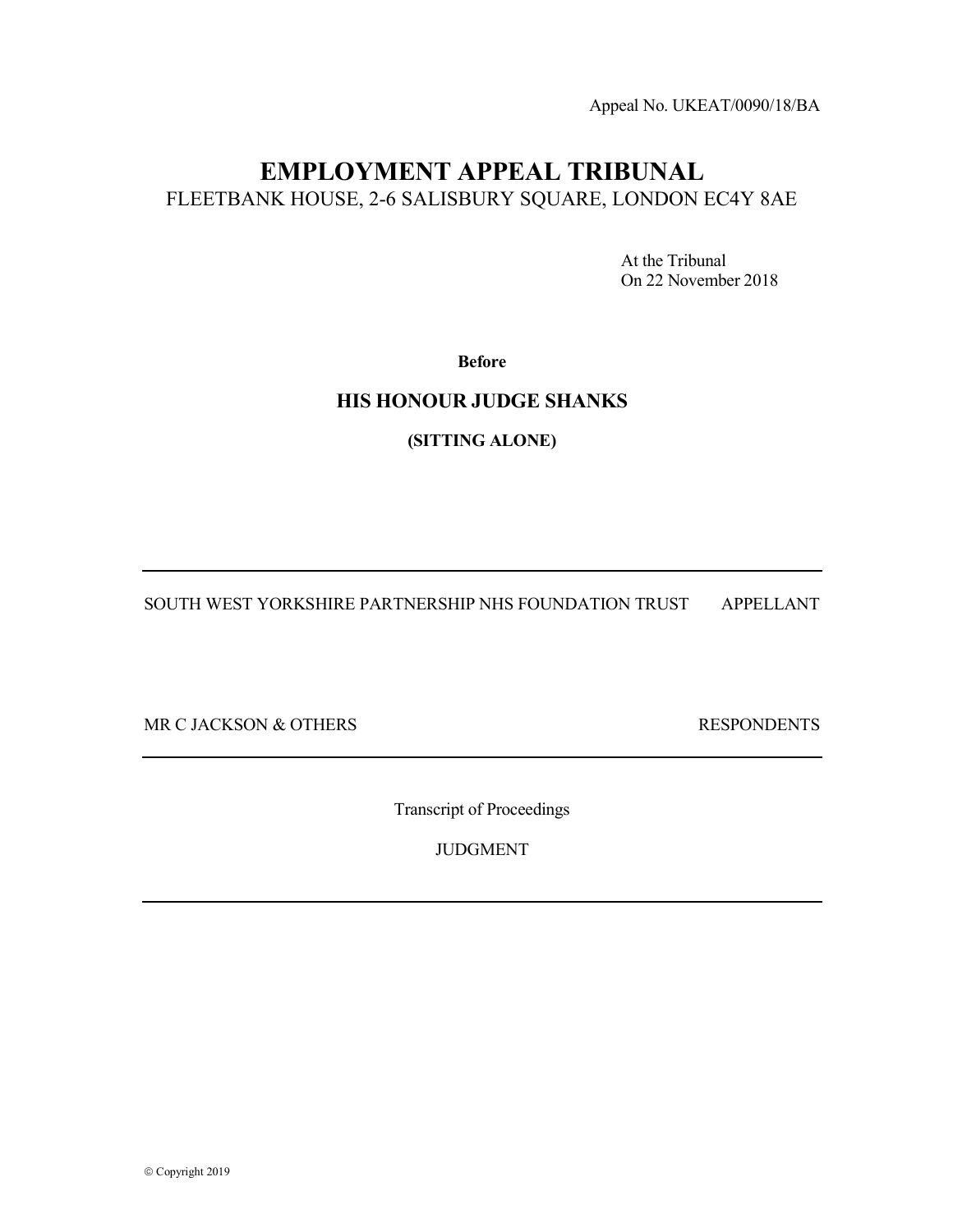Appeal No. UKEAT/0090/18/BA

# EMPLOYMENT APPEAL TRIBUNAL

FLEETBANK HOUSE, 2-6 SALISBURY SQUARE, LONDON EC4Y 8AE

At the Tribunal
On 22 November 2018

**Before**

## HIS HONOUR JUDGE SHANKS

**(SITTING ALONE)**

---

SOUTH WEST YORKSHIRE PARTNERSHIP NHS FOUNDATION TRUST APPELLANT

MR C JACKSON & OTHERS RESPONDENTS

---

Transcript of Proceedings

JUDGMENT

---

© Copyright 2019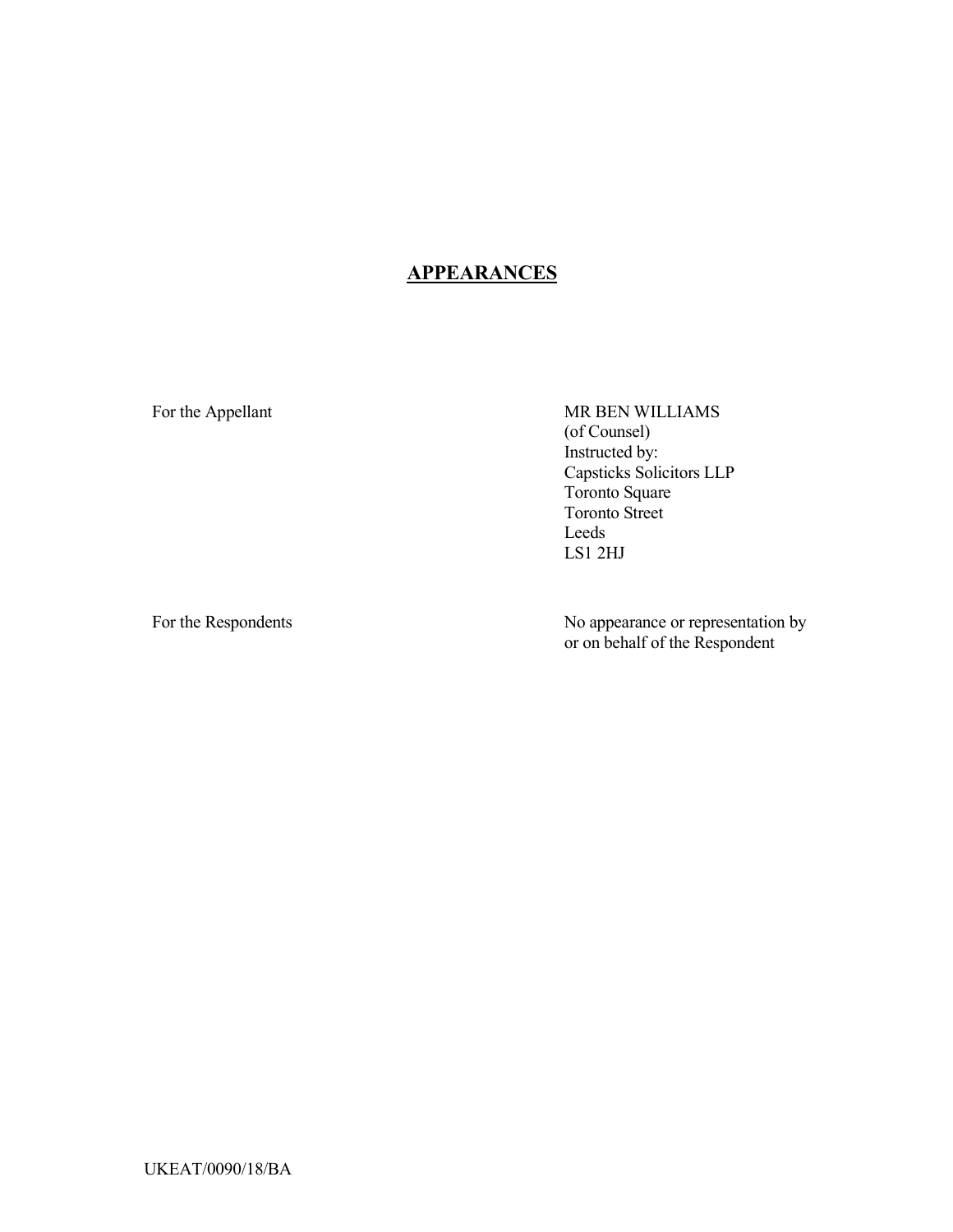# **APPEARANCES**

| | |
|---|---|
| For the Appellant | MR BEN WILLIAMS<br>(of Counsel)<br>Instructed by:<br>Capsticks Solicitors LLP<br>Toronto Square<br>Toronto Street<br>Leeds<br>LS1 2HJ |
| For the Respondents | No appearance or representation by or on behalf of the Respondent |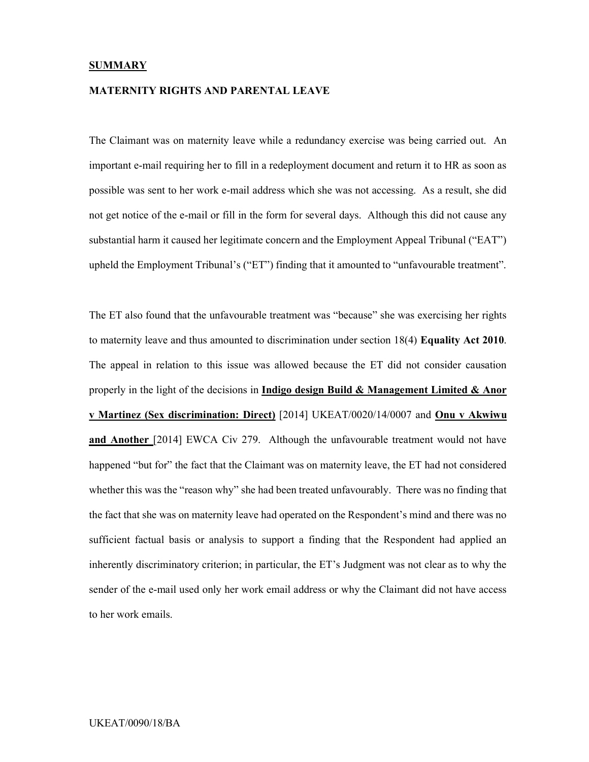**SUMMARY**

**MATERNITY RIGHTS AND PARENTAL LEAVE**

The Claimant was on maternity leave while a redundancy exercise was being carried out. An important e-mail requiring her to fill in a redeployment document and return it to HR as soon as possible was sent to her work e-mail address which she was not accessing. As a result, she did not get notice of the e-mail or fill in the form for several days. Although this did not cause any substantial harm it caused her legitimate concern and the Employment Appeal Tribunal ("EAT") upheld the Employment Tribunal's ("ET") finding that it amounted to "unfavourable treatment".

The ET also found that the unfavourable treatment was "because" she was exercising her rights to maternity leave and thus amounted to discrimination under section 18(4) **Equality Act 2010**. The appeal in relation to this issue was allowed because the ET did not consider causation properly in the light of the decisions in **Indigo design Build & Management Limited & Anor v Martinez (Sex discrimination: Direct)** [2014] UKEAT/0020/14/0007 and **Onu v Akwiwu and Another** [2014] EWCA Civ 279. Although the unfavourable treatment would not have happened "but for" the fact that the Claimant was on maternity leave, the ET had not considered whether this was the "reason why" she had been treated unfavourably. There was no finding that the fact that she was on maternity leave had operated on the Respondent's mind and there was no sufficient factual basis or analysis to support a finding that the Respondent had applied an inherently discriminatory criterion; in particular, the ET's Judgment was not clear as to why the sender of the e-mail used only her work email address or why the Claimant did not have access to her work emails.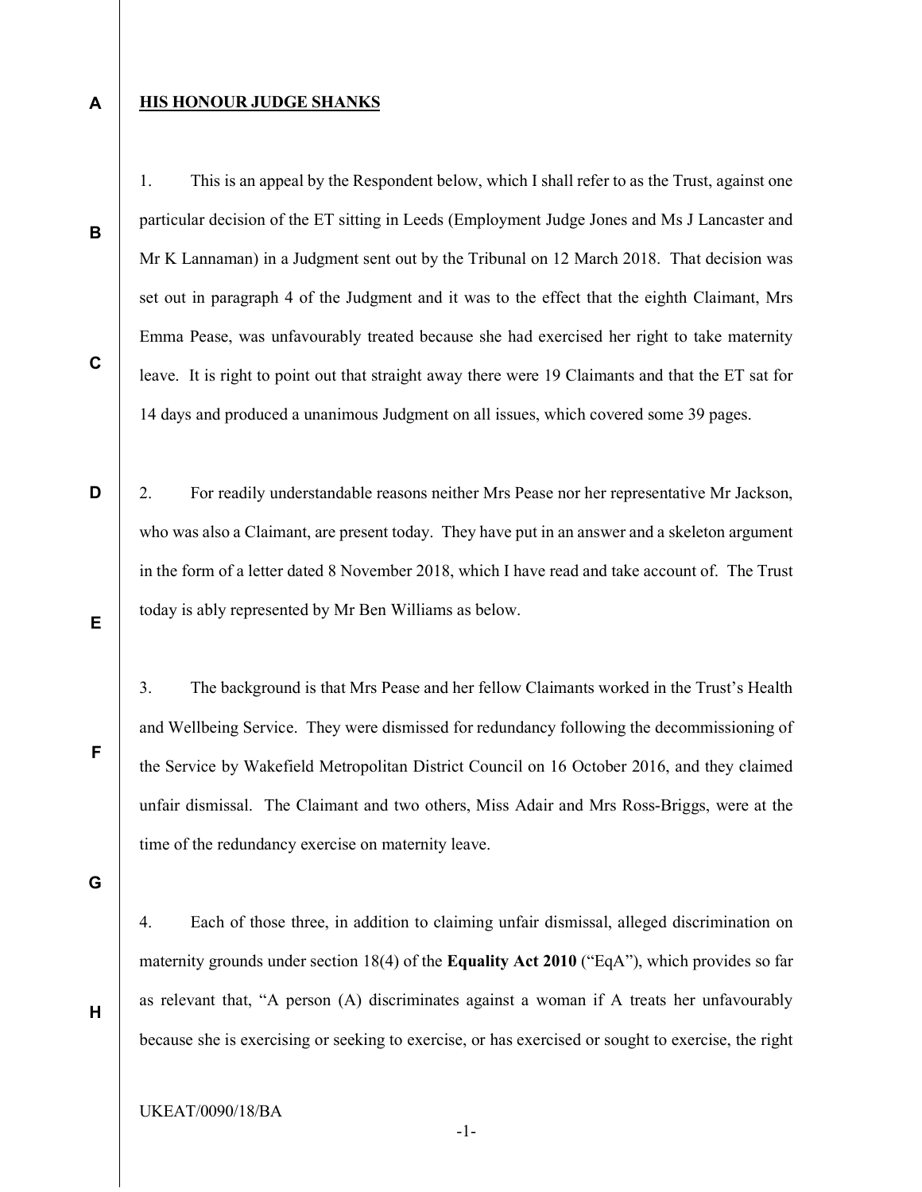**HIS HONOUR JUDGE SHANKS**

1. This is an appeal by the Respondent below, which I shall refer to as the Trust, against one particular decision of the ET sitting in Leeds (Employment Judge Jones and Ms J Lancaster and Mr K Lannaman) in a Judgment sent out by the Tribunal on 12 March 2018. That decision was set out in paragraph 4 of the Judgment and it was to the effect that the eighth Claimant, Mrs Emma Pease, was unfavourably treated because she had exercised her right to take maternity leave. It is right to point out that straight away there were 19 Claimants and that the ET sat for 14 days and produced a unanimous Judgment on all issues, which covered some 39 pages.

2. For readily understandable reasons neither Mrs Pease nor her representative Mr Jackson, who was also a Claimant, are present today. They have put in an answer and a skeleton argument in the form of a letter dated 8 November 2018, which I have read and take account of. The Trust today is ably represented by Mr Ben Williams as below.

3. The background is that Mrs Pease and her fellow Claimants worked in the Trust's Health and Wellbeing Service. They were dismissed for redundancy following the decommissioning of the Service by Wakefield Metropolitan District Council on 16 October 2016, and they claimed unfair dismissal. The Claimant and two others, Miss Adair and Mrs Ross-Briggs, were at the time of the redundancy exercise on maternity leave.

4. Each of those three, in addition to claiming unfair dismissal, alleged discrimination on maternity grounds under section 18(4) of the **Equality Act 2010** ("EqA"), which provides so far as relevant that, "A person (A) discriminates against a woman if A treats her unfavourably because she is exercising or seeking to exercise, or has exercised or sought to exercise, the right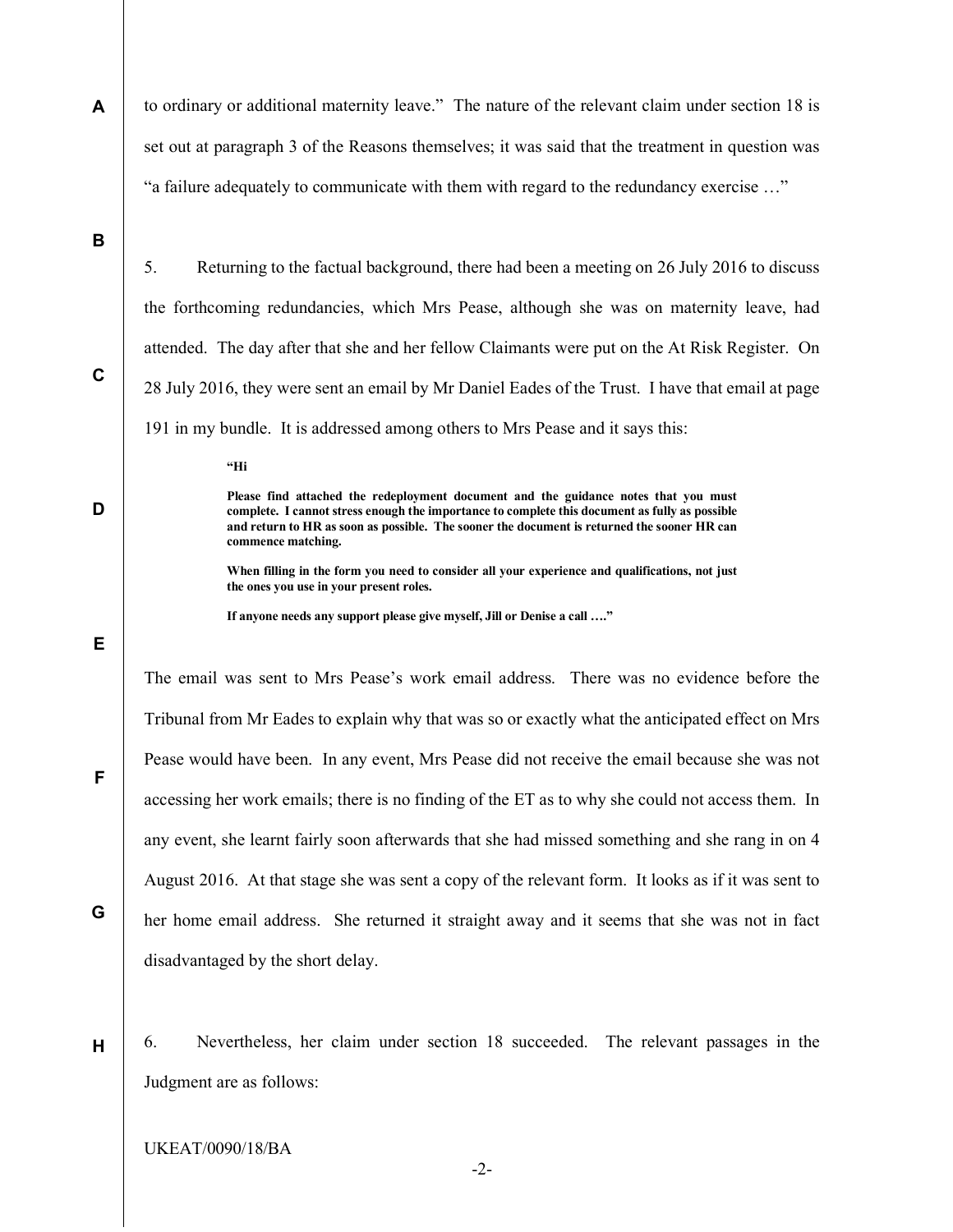to ordinary or additional maternity leave." The nature of the relevant claim under section 18 is set out at paragraph 3 of the Reasons themselves; it was said that the treatment in question was "a failure adequately to communicate with them with regard to the redundancy exercise …"

5. Returning to the factual background, there had been a meeting on 26 July 2016 to discuss the forthcoming redundancies, which Mrs Pease, although she was on maternity leave, had attended. The day after that she and her fellow Claimants were put on the At Risk Register. On 28 July 2016, they were sent an email by Mr Daniel Eades of the Trust. I have that email at page 191 in my bundle. It is addressed among others to Mrs Pease and it says this:

> **"Hi**
>
> **Please find attached the redeployment document and the guidance notes that you must complete. I cannot stress enough the importance to complete this document as fully as possible and return to HR as soon as possible. The sooner the document is returned the sooner HR can commence matching.**
>
> **When filling in the form you need to consider all your experience and qualifications, not just the ones you use in your present roles.**
>
> **If anyone needs any support please give myself, Jill or Denise a call …."**

The email was sent to Mrs Pease's work email address. There was no evidence before the Tribunal from Mr Eades to explain why that was so or exactly what the anticipated effect on Mrs Pease would have been. In any event, Mrs Pease did not receive the email because she was not accessing her work emails; there is no finding of the ET as to why she could not access them. In any event, she learnt fairly soon afterwards that she had missed something and she rang in on 4 August 2016. At that stage she was sent a copy of the relevant form. It looks as if it was sent to her home email address. She returned it straight away and it seems that she was not in fact disadvantaged by the short delay.

6. Nevertheless, her claim under section 18 succeeded. The relevant passages in the Judgment are as follows: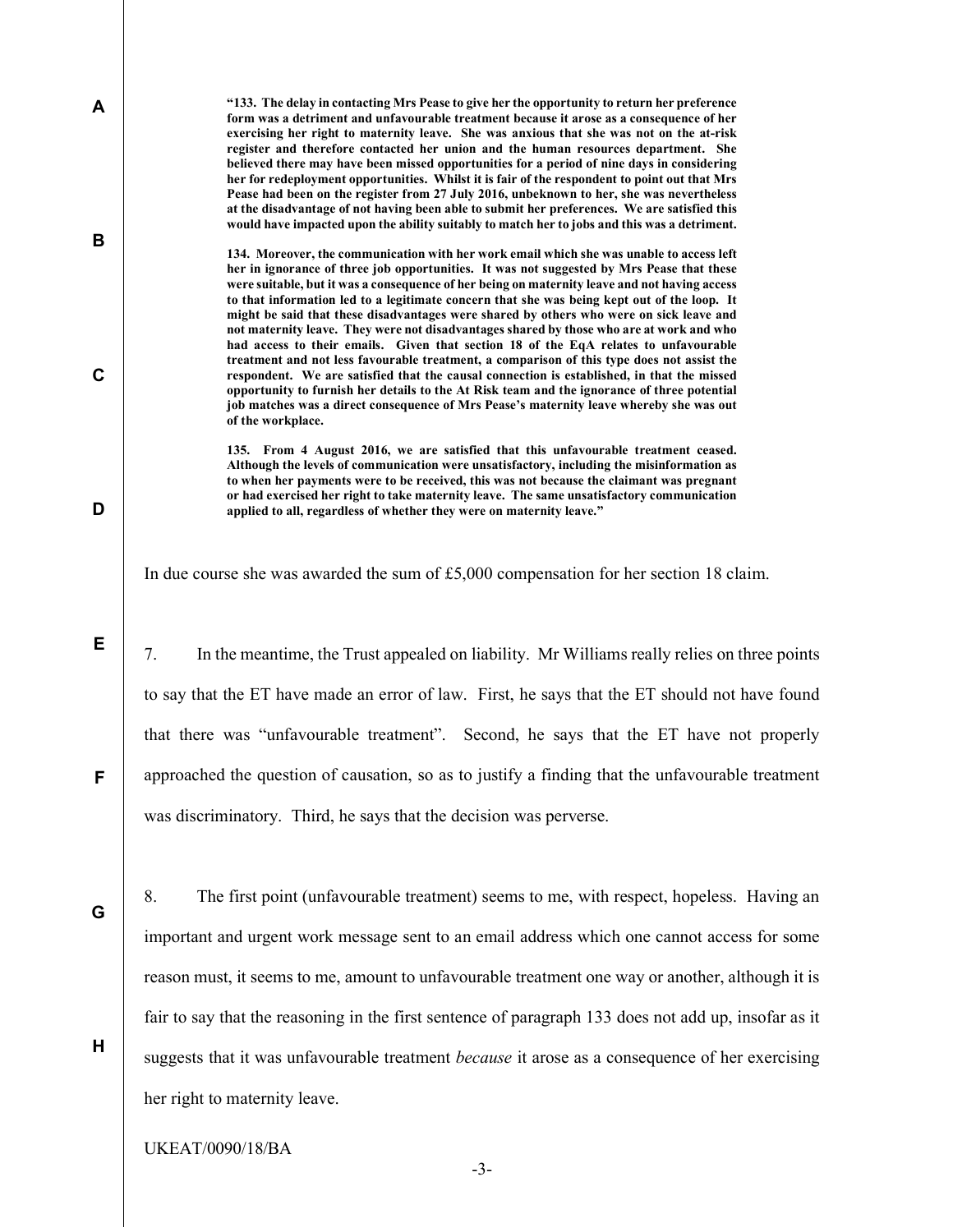> **"133. The delay in contacting Mrs Pease to give her the opportunity to return her preference form was a detriment and unfavourable treatment because it arose as a consequence of her exercising her right to maternity leave. She was anxious that she was not on the at-risk register and therefore contacted her union and the human resources department. She believed there may have been missed opportunities for a period of nine days in considering her for redeployment opportunities. Whilst it is fair of the respondent to point out that Mrs Pease had been on the register from 27 July 2016, unbeknown to her, she was nevertheless at the disadvantage of not having been able to submit her preferences. We are satisfied this would have impacted upon the ability suitably to match her to jobs and this was a detriment.**
>
> **134. Moreover, the communication with her work email which she was unable to access left her in ignorance of three job opportunities. It was not suggested by Mrs Pease that these were suitable, but it was a consequence of her being on maternity leave and not having access to that information led to a legitimate concern that she was being kept out of the loop. It might be said that these disadvantages were shared by others who were on sick leave and not maternity leave. They were not disadvantages shared by those who are at work and who had access to their emails. Given that section 18 of the EqA relates to unfavourable treatment and not less favourable treatment, a comparison of this type does not assist the respondent. We are satisfied that the causal connection is established, in that the missed opportunity to furnish her details to the At Risk team and the ignorance of three potential job matches was a direct consequence of Mrs Pease's maternity leave whereby she was out of the workplace.**
>
> **135. From 4 August 2016, we are satisfied that this unfavourable treatment ceased. Although the levels of communication were unsatisfactory, including the misinformation as to when her payments were to be received, this was not because the claimant was pregnant or had exercised her right to take maternity leave. The same unsatisfactory communication applied to all, regardless of whether they were on maternity leave."**

In due course she was awarded the sum of £5,000 compensation for her section 18 claim.

7. In the meantime, the Trust appealed on liability. Mr Williams really relies on three points to say that the ET have made an error of law. First, he says that the ET should not have found that there was "unfavourable treatment". Second, he says that the ET have not properly approached the question of causation, so as to justify a finding that the unfavourable treatment was discriminatory. Third, he says that the decision was perverse.

8. The first point (unfavourable treatment) seems to me, with respect, hopeless. Having an important and urgent work message sent to an email address which one cannot access for some reason must, it seems to me, amount to unfavourable treatment one way or another, although it is fair to say that the reasoning in the first sentence of paragraph 133 does not add up, insofar as it suggests that it was unfavourable treatment *because* it arose as a consequence of her exercising her right to maternity leave.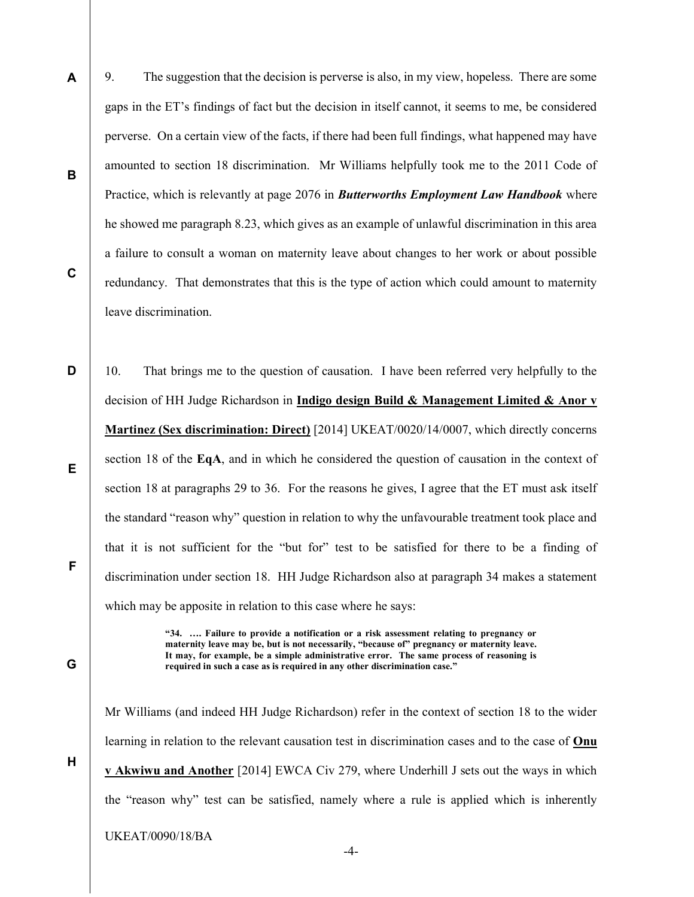9. The suggestion that the decision is perverse is also, in my view, hopeless. There are some gaps in the ET's findings of fact but the decision in itself cannot, it seems to me, be considered perverse. On a certain view of the facts, if there had been full findings, what happened may have amounted to section 18 discrimination. Mr Williams helpfully took me to the 2011 Code of Practice, which is relevantly at page 2076 in ***Butterworths Employment Law Handbook*** where he showed me paragraph 8.23, which gives as an example of unlawful discrimination in this area a failure to consult a woman on maternity leave about changes to her work or about possible redundancy. That demonstrates that this is the type of action which could amount to maternity leave discrimination.

10. That brings me to the question of causation. I have been referred very helpfully to the decision of HH Judge Richardson in **Indigo design Build & Management Limited & Anor v Martinez (Sex discrimination: Direct)** [2014] UKEAT/0020/14/0007, which directly concerns section 18 of the **EqA**, and in which he considered the question of causation in the context of section 18 at paragraphs 29 to 36. For the reasons he gives, I agree that the ET must ask itself the standard "reason why" question in relation to why the unfavourable treatment took place and that it is not sufficient for the "but for" test to be satisfied for there to be a finding of discrimination under section 18. HH Judge Richardson also at paragraph 34 makes a statement which may be apposite in relation to this case where he says:

> **"34. …. Failure to provide a notification or a risk assessment relating to pregnancy or maternity leave may be, but is not necessarily, "because of" pregnancy or maternity leave. It may, for example, be a simple administrative error. The same process of reasoning is required in such a case as is required in any other discrimination case."**

Mr Williams (and indeed HH Judge Richardson) refer in the context of section 18 to the wider learning in relation to the relevant causation test in discrimination cases and to the case of **Onu v Akwiwu and Another** [2014] EWCA Civ 279, where Underhill J sets out the ways in which the "reason why" test can be satisfied, namely where a rule is applied which is inherently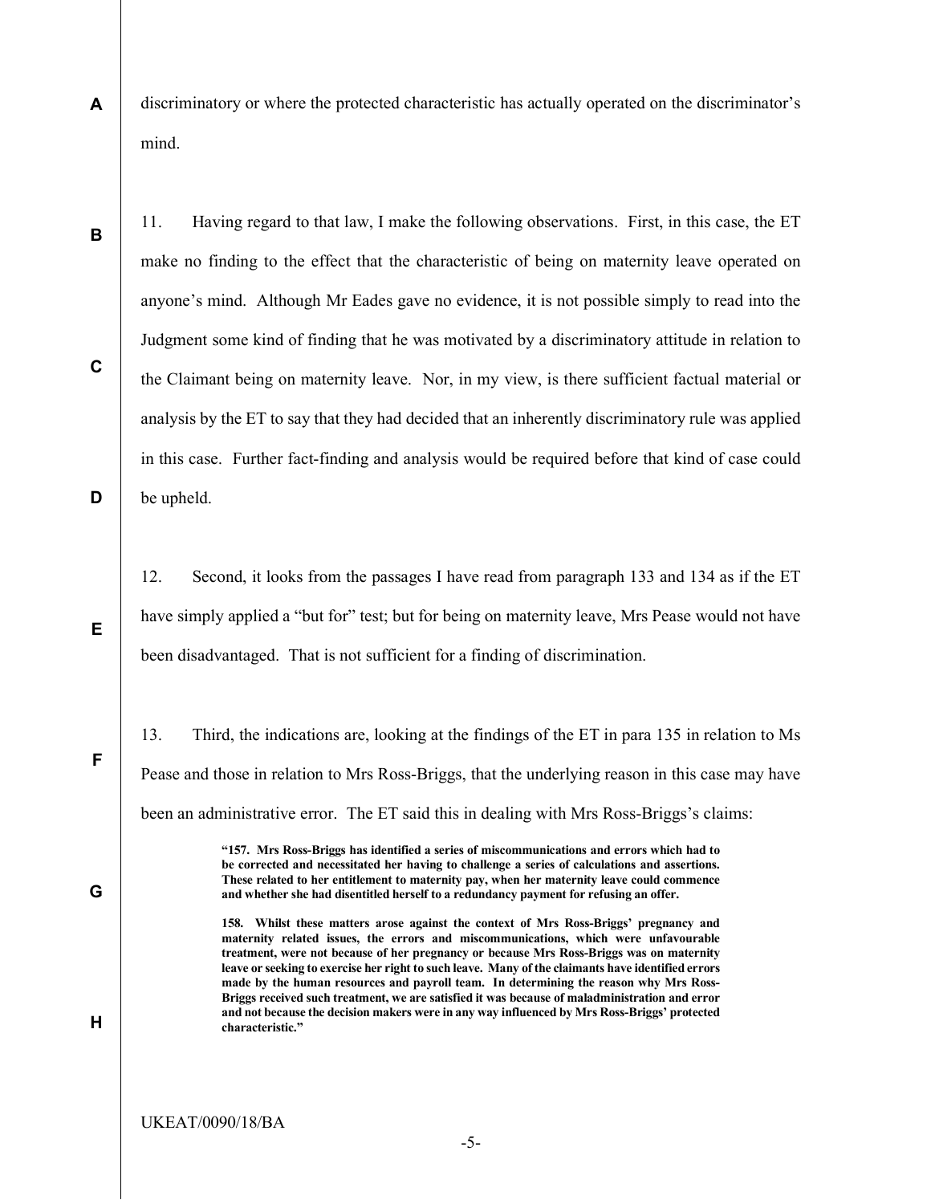discriminatory or where the protected characteristic has actually operated on the discriminator's mind.

11. Having regard to that law, I make the following observations. First, in this case, the ET make no finding to the effect that the characteristic of being on maternity leave operated on anyone's mind. Although Mr Eades gave no evidence, it is not possible simply to read into the Judgment some kind of finding that he was motivated by a discriminatory attitude in relation to the Claimant being on maternity leave. Nor, in my view, is there sufficient factual material or analysis by the ET to say that they had decided that an inherently discriminatory rule was applied in this case. Further fact-finding and analysis would be required before that kind of case could be upheld.

12. Second, it looks from the passages I have read from paragraph 133 and 134 as if the ET have simply applied a "but for" test; but for being on maternity leave, Mrs Pease would not have been disadvantaged. That is not sufficient for a finding of discrimination.

13. Third, the indications are, looking at the findings of the ET in para 135 in relation to Ms Pease and those in relation to Mrs Ross-Briggs, that the underlying reason in this case may have been an administrative error. The ET said this in dealing with Mrs Ross-Briggs's claims:

> **"157. Mrs Ross-Briggs has identified a series of miscommunications and errors which had to be corrected and necessitated her having to challenge a series of calculations and assertions. These related to her entitlement to maternity pay, when her maternity leave could commence and whether she had disentitled herself to a redundancy payment for refusing an offer.**
>
> **158. Whilst these matters arose against the context of Mrs Ross-Briggs' pregnancy and maternity related issues, the errors and miscommunications, which were unfavourable treatment, were not because of her pregnancy or because Mrs Ross-Briggs was on maternity leave or seeking to exercise her right to such leave. Many of the claimants have identified errors made by the human resources and payroll team. In determining the reason why Mrs Ross-Briggs received such treatment, we are satisfied it was because of maladministration and error and not because the decision makers were in any way influenced by Mrs Ross-Briggs' protected characteristic."**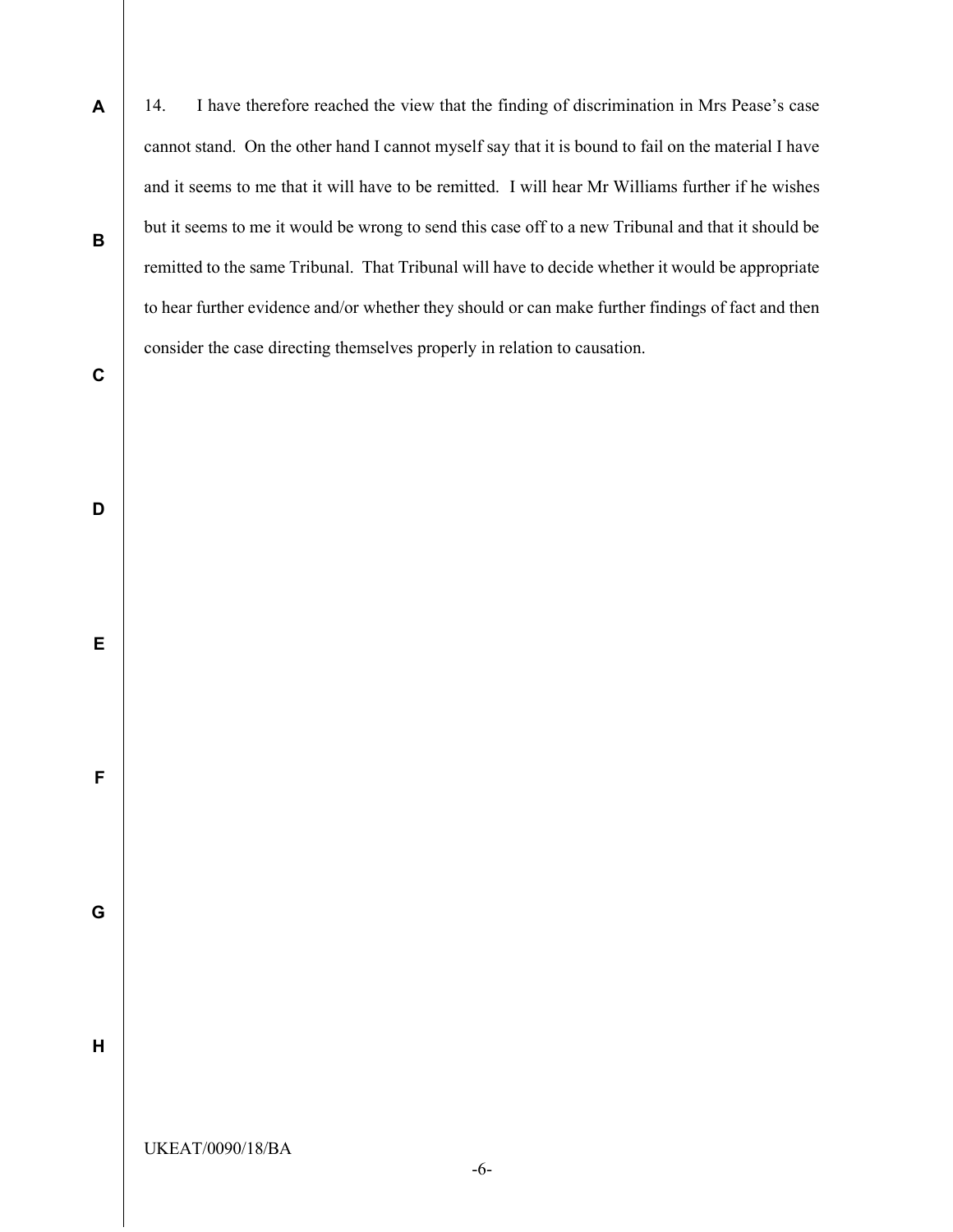14. I have therefore reached the view that the finding of discrimination in Mrs Pease's case cannot stand. On the other hand I cannot myself say that it is bound to fail on the material I have and it seems to me that it will have to be remitted. I will hear Mr Williams further if he wishes but it seems to me it would be wrong to send this case off to a new Tribunal and that it should be remitted to the same Tribunal. That Tribunal will have to decide whether it would be appropriate to hear further evidence and/or whether they should or can make further findings of fact and then consider the case directing themselves properly in relation to causation.